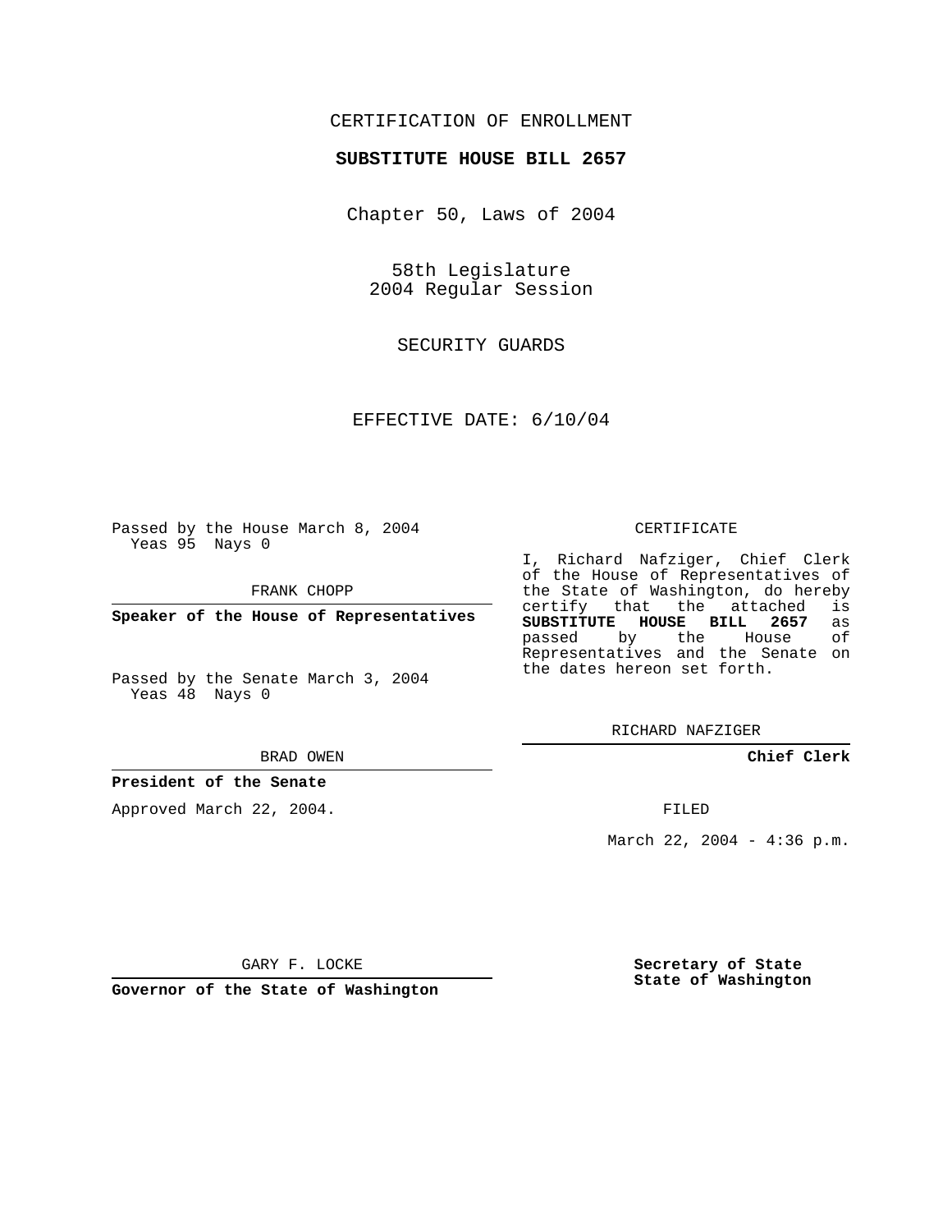CERTIFICATION OF ENROLLMENT

**SUBSTITUTE HOUSE BILL 2657**

Chapter 50, Laws of 2004

58th Legislature
2004 Regular Session

SECURITY GUARDS

EFFECTIVE DATE: 6/10/04

Passed by the House March 8, 2004
Yeas 95 Nays 0

FRANK CHOPP

**Speaker of the House of Representatives**

Passed by the Senate March 3, 2004
Yeas 48 Nays 0

BRAD OWEN

**President of the Senate**

Approved March 22, 2004.

GARY F. LOCKE

**Governor of the State of Washington**

CERTIFICATE

I, Richard Nafziger, Chief Clerk of the House of Representatives of the State of Washington, do hereby certify that the attached is **SUBSTITUTE HOUSE BILL 2657** as passed by the House of Representatives and the Senate on the dates hereon set forth.

RICHARD NAFZIGER

**Chief Clerk**

FILED

March 22, 2004 - 4:36 p.m.

**Secretary of State**
**State of Washington**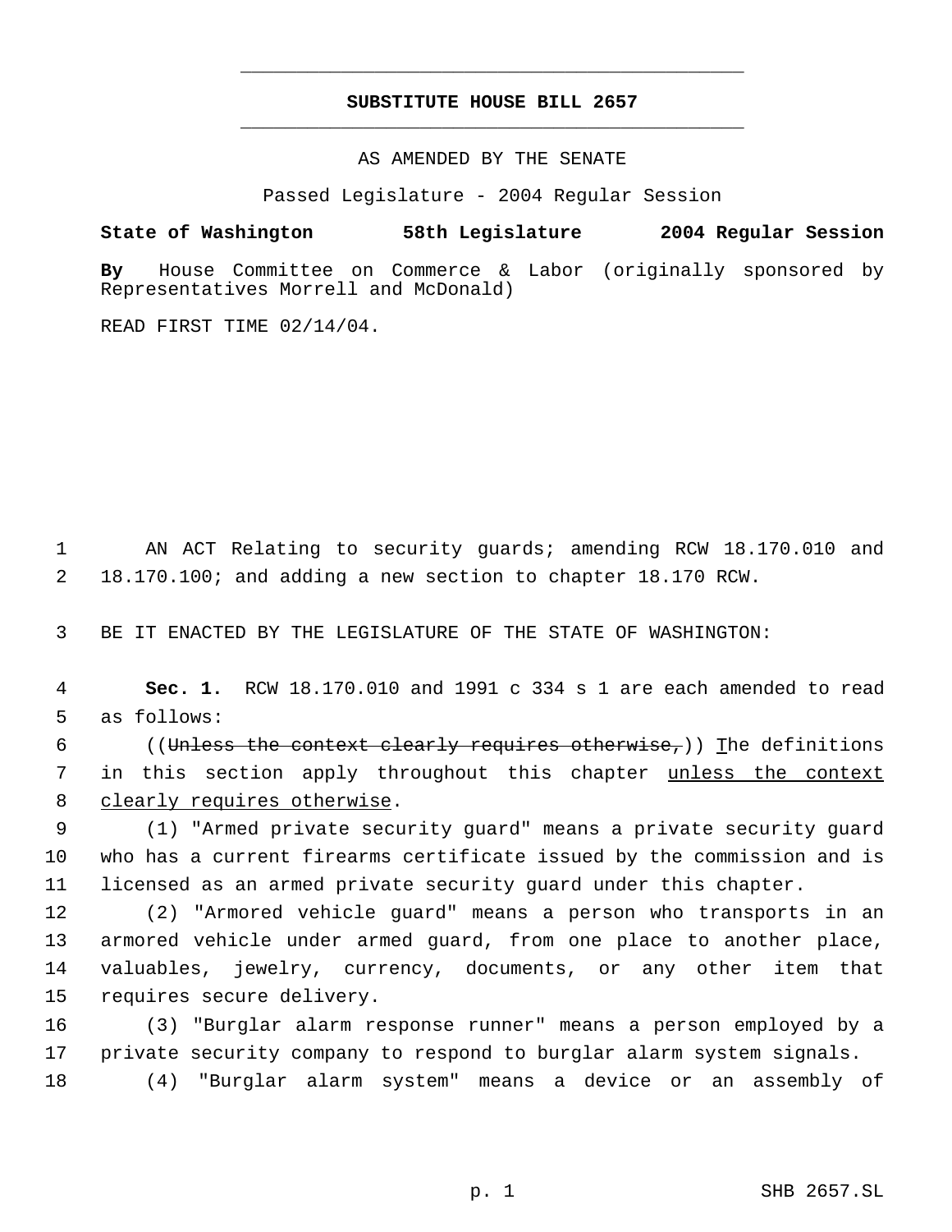# SUBSTITUTE HOUSE BILL 2657

AS AMENDED BY THE SENATE

Passed Legislature - 2004 Regular Session

**State of Washington 58th Legislature 2004 Regular Session**

**By** House Committee on Commerce & Labor (originally sponsored by Representatives Morrell and McDonald)

READ FIRST TIME 02/14/04.

AN ACT Relating to security guards; amending RCW 18.170.010 and 18.170.100; and adding a new section to chapter 18.170 RCW.

BE IT ENACTED BY THE LEGISLATURE OF THE STATE OF WASHINGTON:

**Sec. 1.** RCW 18.170.010 and 1991 c 334 s 1 are each amended to read as follows:

((~~Unless the context clearly requires otherwise,~~)) <u>T</u>he definitions in this section apply throughout this chapter <u>unless the context clearly requires otherwise</u>.

(1) "Armed private security guard" means a private security guard who has a current firearms certificate issued by the commission and is licensed as an armed private security guard under this chapter.

(2) "Armored vehicle guard" means a person who transports in an armored vehicle under armed guard, from one place to another place, valuables, jewelry, currency, documents, or any other item that requires secure delivery.

(3) "Burglar alarm response runner" means a person employed by a private security company to respond to burglar alarm system signals.

(4) "Burglar alarm system" means a device or an assembly of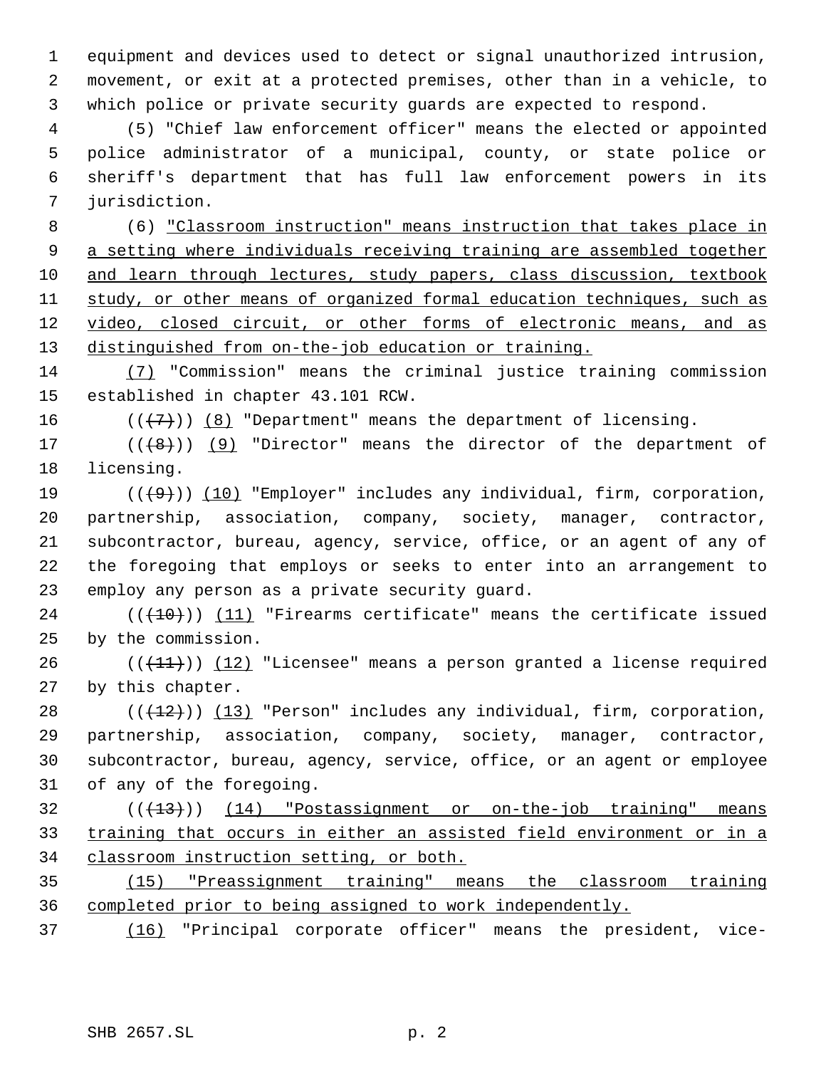equipment and devices used to detect or signal unauthorized intrusion, movement, or exit at a protected premises, other than in a vehicle, to which police or private security guards are expected to respond.

(5) "Chief law enforcement officer" means the elected or appointed police administrator of a municipal, county, or state police or sheriff's department that has full law enforcement powers in its jurisdiction.

(6) <u>"Classroom instruction" means instruction that takes place in a setting where individuals receiving training are assembled together and learn through lectures, study papers, class discussion, textbook study, or other means of organized formal education techniques, such as video, closed circuit, or other forms of electronic means, and as distinguished from on-the-job education or training.</u>

<u>(7)</u> "Commission" means the criminal justice training commission established in chapter 43.101 RCW.

((~~(7)~~)) <u>(8)</u> "Department" means the department of licensing.

((~~(8)~~)) <u>(9)</u> "Director" means the director of the department of licensing.

((~~(9)~~)) <u>(10)</u> "Employer" includes any individual, firm, corporation, partnership, association, company, society, manager, contractor, subcontractor, bureau, agency, service, office, or an agent of any of the foregoing that employs or seeks to enter into an arrangement to employ any person as a private security guard.

((~~(10)~~)) <u>(11)</u> "Firearms certificate" means the certificate issued by the commission.

((~~(11)~~)) <u>(12)</u> "Licensee" means a person granted a license required by this chapter.

((~~(12)~~)) <u>(13)</u> "Person" includes any individual, firm, corporation, partnership, association, company, society, manager, contractor, subcontractor, bureau, agency, service, office, or an agent or employee of any of the foregoing.

((~~(13)~~)) <u>(14) "Postassignment or on-the-job training" means training that occurs in either an assisted field environment or in a classroom instruction setting, or both.</u>

<u>(15) "Preassignment training" means the classroom training completed prior to being assigned to work independently.</u>

<u>(16)</u> "Principal corporate officer" means the president, vice-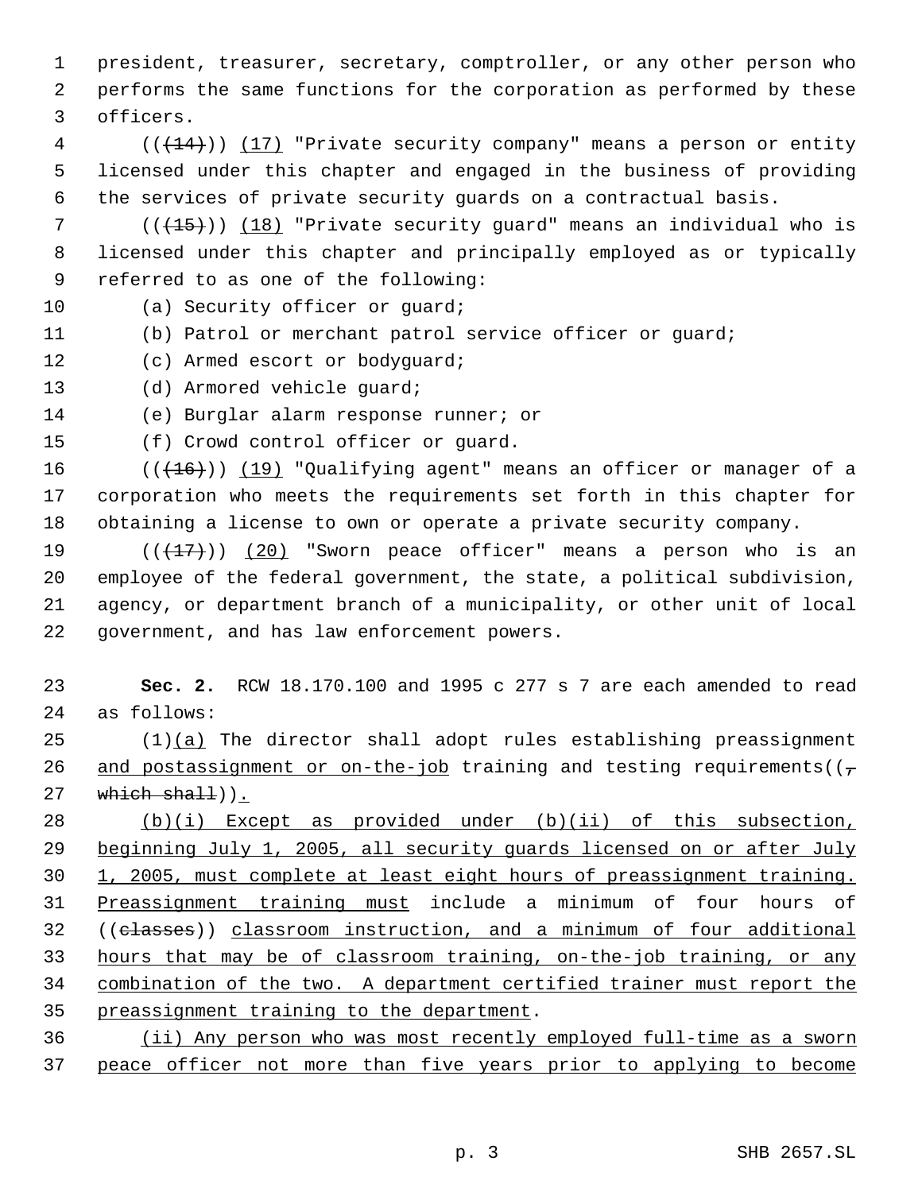president, treasurer, secretary, comptroller, or any other person who performs the same functions for the corporation as performed by these officers.

((~~(14)~~)) <u>(17)</u> "Private security company" means a person or entity licensed under this chapter and engaged in the business of providing the services of private security guards on a contractual basis.

((~~(15)~~)) <u>(18)</u> "Private security guard" means an individual who is licensed under this chapter and principally employed as or typically referred to as one of the following:

(a) Security officer or guard;

(b) Patrol or merchant patrol service officer or guard;

(c) Armed escort or bodyguard;

(d) Armored vehicle guard;

(e) Burglar alarm response runner; or

(f) Crowd control officer or guard.

((~~(16)~~)) <u>(19)</u> "Qualifying agent" means an officer or manager of a corporation who meets the requirements set forth in this chapter for obtaining a license to own or operate a private security company.

((~~(17)~~)) <u>(20)</u> "Sworn peace officer" means a person who is an employee of the federal government, the state, a political subdivision, agency, or department branch of a municipality, or other unit of local government, and has law enforcement powers.

**Sec. 2.** RCW 18.170.100 and 1995 c 277 s 7 are each amended to read as follows:

(1)<u>(a)</u> The director shall adopt rules establishing preassignment <u>and postassignment or on-the-job</u> training and testing requirements((~~, which shall~~))<u>.</u>

<u>(b)(i) Except as provided under (b)(ii) of this subsection, beginning July 1, 2005, all security guards licensed on or after July 1, 2005, must complete at least eight hours of preassignment training. Preassignment training must</u> include a minimum of four hours of ((~~classes~~)) <u>classroom instruction, and a minimum of four additional hours that may be of classroom training, on-the-job training, or any combination of the two. A department certified trainer must report the preassignment training to the department</u>.

<u>(ii) Any person who was most recently employed full-time as a sworn peace officer not more than five years prior to applying to become</u>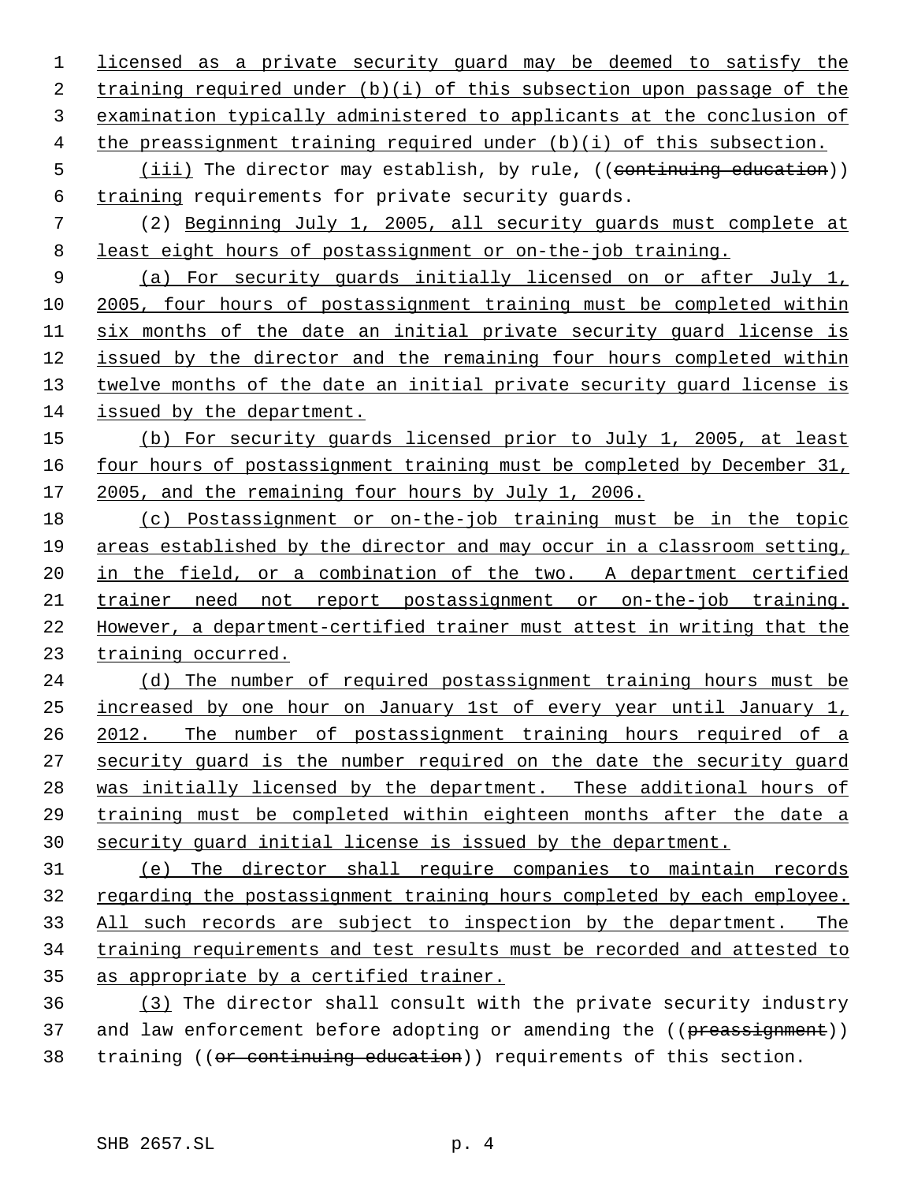licensed as a private security guard may be deemed to satisfy the training required under (b)(i) of this subsection upon passage of the examination typically administered to applicants at the conclusion of the preassignment training required under (b)(i) of this subsection.

(iii) The director may establish, by rule, ((~~continuing education~~)) training requirements for private security guards.

(2) Beginning July 1, 2005, all security guards must complete at least eight hours of postassignment or on-the-job training.

(a) For security guards initially licensed on or after July 1, 2005, four hours of postassignment training must be completed within six months of the date an initial private security guard license is issued by the director and the remaining four hours completed within twelve months of the date an initial private security guard license is issued by the department.

(b) For security guards licensed prior to July 1, 2005, at least four hours of postassignment training must be completed by December 31, 2005, and the remaining four hours by July 1, 2006.

(c) Postassignment or on-the-job training must be in the topic areas established by the director and may occur in a classroom setting, in the field, or a combination of the two. A department certified trainer need not report postassignment or on-the-job training. However, a department-certified trainer must attest in writing that the training occurred.

(d) The number of required postassignment training hours must be increased by one hour on January 1st of every year until January 1, 2012. The number of postassignment training hours required of a security guard is the number required on the date the security guard was initially licensed by the department. These additional hours of training must be completed within eighteen months after the date a security guard initial license is issued by the department.

(e) The director shall require companies to maintain records regarding the postassignment training hours completed by each employee. All such records are subject to inspection by the department. The training requirements and test results must be recorded and attested to as appropriate by a certified trainer.

(3) The director shall consult with the private security industry and law enforcement before adopting or amending the ((~~preassignment~~)) training ((~~or continuing education~~)) requirements of this section.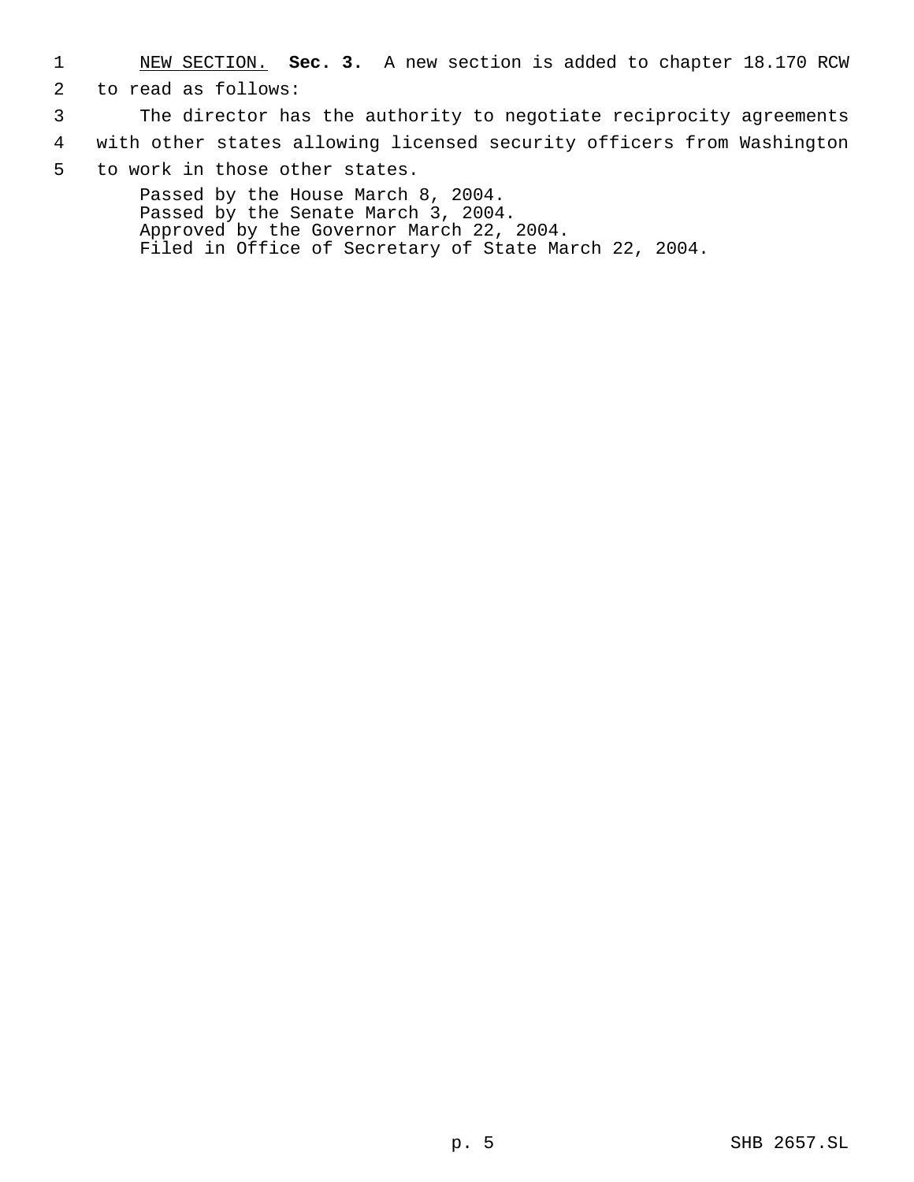NEW SECTION. **Sec. 3.** A new section is added to chapter 18.170 RCW to read as follows:

The director has the authority to negotiate reciprocity agreements with other states allowing licensed security officers from Washington to work in those other states.

Passed by the House March 8, 2004.
Passed by the Senate March 3, 2004.
Approved by the Governor March 22, 2004.
Filed in Office of Secretary of State March 22, 2004.